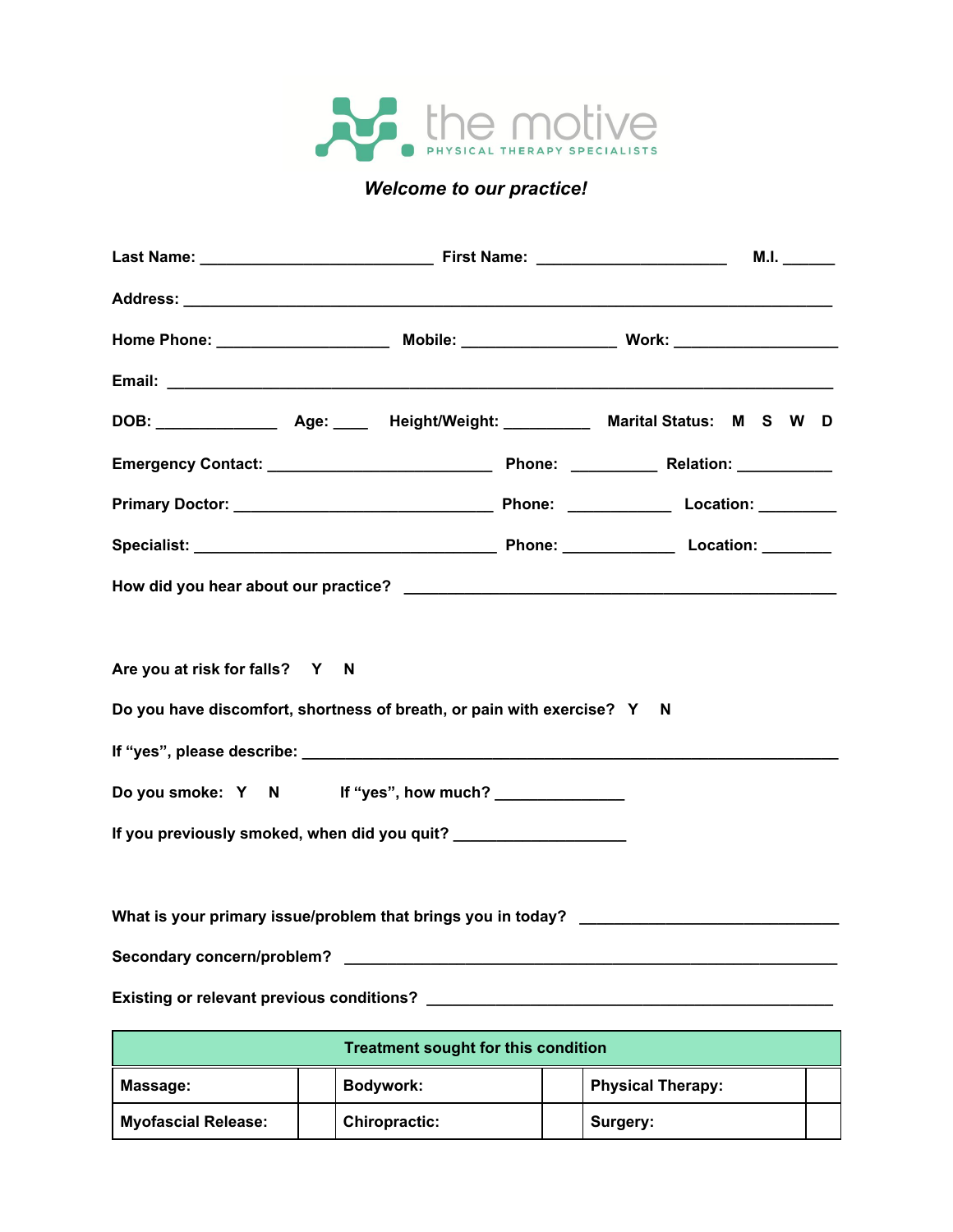# the motive

PHYSICAL THERAPY SPECIALISTS

***Welcome to our practice!***

**Last Name:** ___________________________ **First Name:** ______________________ **M.I.** ______

**Address:** ___________________________________________________________________________

**Home Phone:** ____________________ **Mobile:** __________________ **Work:** ___________________

**Email:** ______________________________________________________________________________

**DOB:** ______________ **Age:** ____ **Height/Weight:** __________ **Marital Status:** **M S W D**

**Emergency Contact:** _________________________ **Phone:** __________ **Relation:** ___________

**Primary Doctor:** _____________________________ **Phone:** ____________ **Location:** _________

**Specialist:** ___________________________________ **Phone:** _____________ **Location:** ________

**How did you hear about our practice?** __________________________________________________

**Are you at risk for falls? Y N**

**Do you have discomfort, shortness of breath, or pain with exercise? Y N**

**If "yes", please describe:** _____________________________________________________________

**Do you smoke: Y N** **If "yes", how much?** _______________

**If you previously smoked, when did you quit?** ____________________

**What is your primary issue/problem that brings you in today?** ______________________________

**Secondary concern/problem?** __________________________________________________________

**Existing or relevant previous conditions?** _______________________________________________

| **Treatment sought for this condition** | | | | | |
|---|---|---|---|---|---|
| **Massage:** | | **Bodywork:** | | **Physical Therapy:** | |
| **Myofascial Release:** | | **Chiropractic:** | | **Surgery:** | |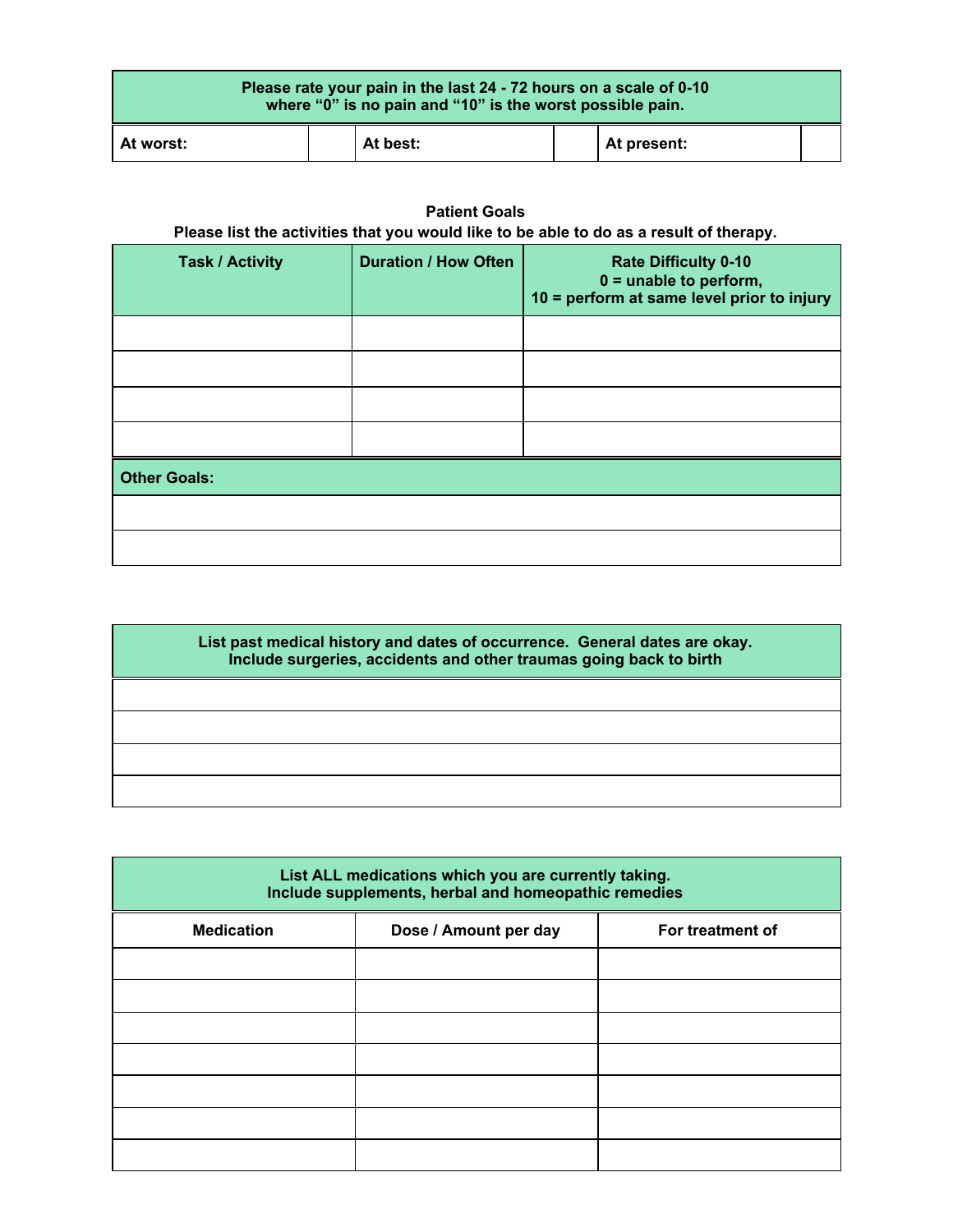| Please rate your pain in the last 24 - 72 hours on a scale of 0-10 where “0” is no pain and “10” is the worst possible pain. | | | | | |
|---|---|---|---|---|---|
| **At worst:** | | **At best:** | | **At present:** | |

**Patient Goals**

**Please list the activities that you would like to be able to do as a result of therapy.**

| Task / Activity | Duration / How Often | Rate Difficulty 0-10<br>0 = unable to perform,<br>10 = perform at same level prior to injury |
|---|---|---|
| | | |
| | | |
| | | |
| | | |

| **Other Goals:** |
|---|
| |
| |

| List past medical history and dates of occurrence. General dates are okay. Include surgeries, accidents and other traumas going back to birth |
|---|
| |
| |
| |
| |

| List ALL medications which you are currently taking. Include supplements, herbal and homeopathic remedies | | |
|---|---|---|
| **Medication** | **Dose / Amount per day** | **For treatment of** |
| | | |
| | | |
| | | |
| | | |
| | | |
| | | |
| | | |